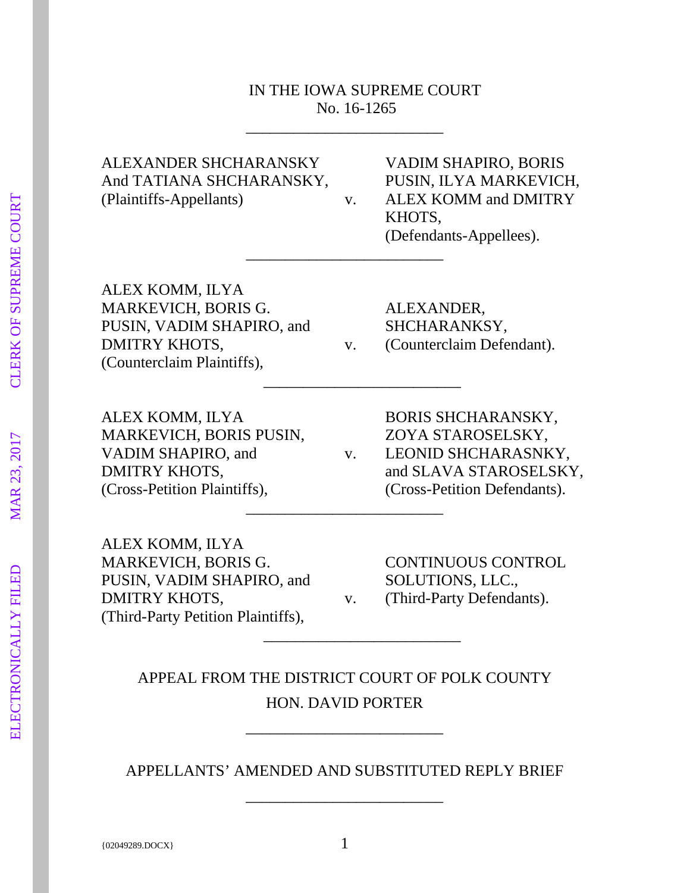IN THE IOWA SUPREME COURT
No. 16-1265

---

| | | |
|---|---|---|
| ALEXANDER SHCHARANSKY And TATIANA SHCHARANSKY, (Plaintiffs-Appellants) | v. | VADIM SHAPIRO, BORIS PUSIN, ILYA MARKEVICH, ALEX KOMM and DMITRY KHOTS, (Defendants-Appellees). |

---

| | | |
|---|---|---|
| ALEX KOMM, ILYA MARKEVICH, BORIS G. PUSIN, VADIM SHAPIRO, and DMITRY KHOTS, (Counterclaim Plaintiffs), | v. | ALEXANDER, SHCHARANKSY, (Counterclaim Defendant). |

---

| | | |
|---|---|---|
| ALEX KOMM, ILYA MARKEVICH, BORIS PUSIN, VADIM SHAPIRO, and DMITRY KHOTS, (Cross-Petition Plaintiffs), | v. | BORIS SHCHARANSKY, ZOYA STAROSELSKY, LEONID SHCHARASNKY, and SLAVA STAROSELSKY, (Cross-Petition Defendants). |

---

| | | |
|---|---|---|
| ALEX KOMM, ILYA MARKEVICH, BORIS G. PUSIN, VADIM SHAPIRO, and DMITRY KHOTS, (Third-Party Petition Plaintiffs), | v. | CONTINUOUS CONTROL SOLUTIONS, LLC., (Third-Party Defendants). |

---

APPEAL FROM THE DISTRICT COURT OF POLK COUNTY

HON. DAVID PORTER

---

APPELLANTS' AMENDED AND SUBSTITUTED REPLY BRIEF

---

{02049289.DOCX}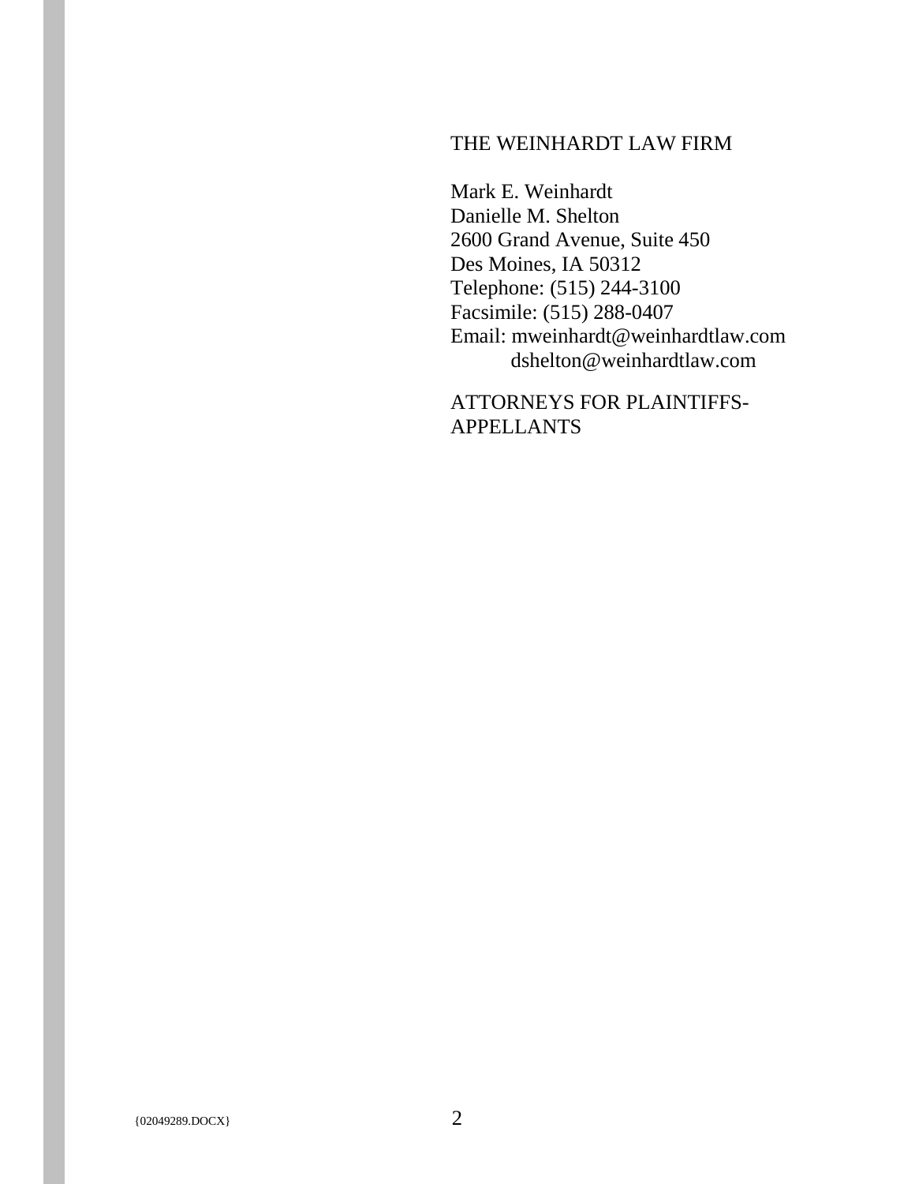THE WEINHARDT LAW FIRM

Mark E. Weinhardt
Danielle M. Shelton
2600 Grand Avenue, Suite 450
Des Moines, IA 50312
Telephone: (515) 244-3100
Facsimile: (515) 288-0407
Email: mweinhardt@weinhardtlaw.com
dshelton@weinhardtlaw.com

ATTORNEYS FOR PLAINTIFFS-APPELLANTS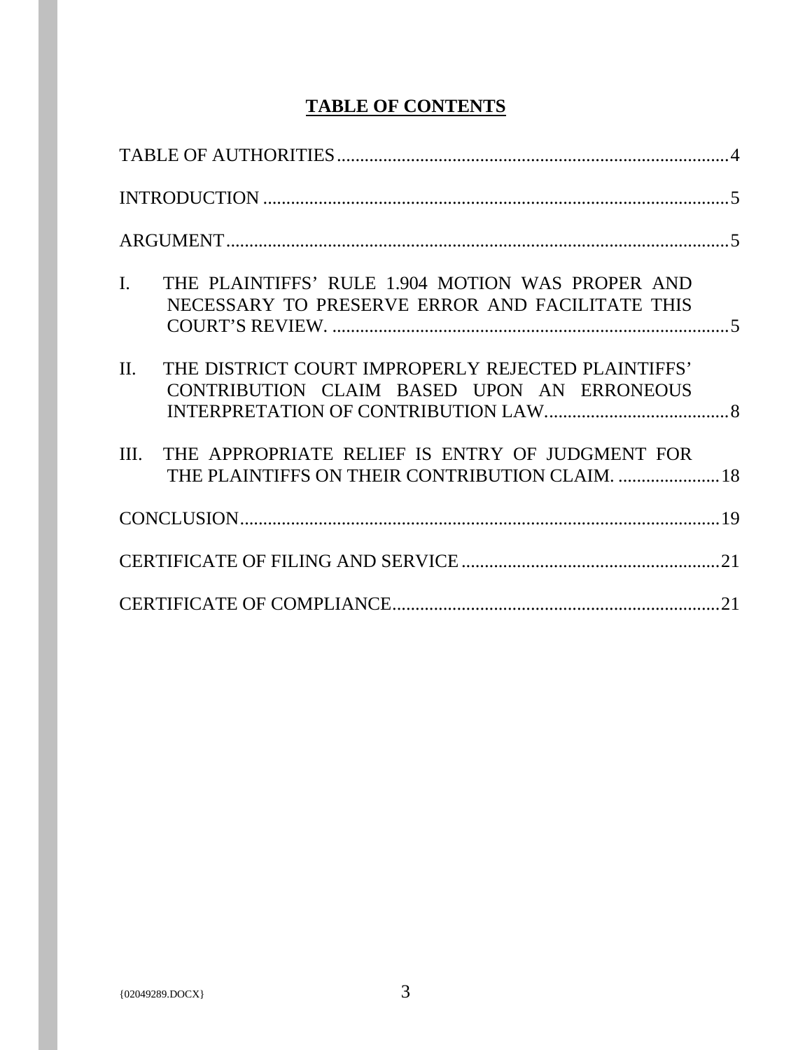# TABLE OF CONTENTS

TABLE OF AUTHORITIES ........................................................................................ 4

INTRODUCTION .................................................................................................. 5

ARGUMENT .......................................................................................................... 5

I. THE PLAINTIFFS' RULE 1.904 MOTION WAS PROPER AND NECESSARY TO PRESERVE ERROR AND FACILITATE THIS COURT'S REVIEW. ........................................................................................ 5

II. THE DISTRICT COURT IMPROPERLY REJECTED PLAINTIFFS' CONTRIBUTION CLAIM BASED UPON AN ERRONEOUS INTERPRETATION OF CONTRIBUTION LAW. ........................................ 8

III. THE APPROPRIATE RELIEF IS ENTRY OF JUDGMENT FOR THE PLAINTIFFS ON THEIR CONTRIBUTION CLAIM. ...................... 18

CONCLUSION ..................................................................................................... 19

CERTIFICATE OF FILING AND SERVICE ........................................................ 21

CERTIFICATE OF COMPLIANCE ...................................................................... 21

{02049289.DOCX}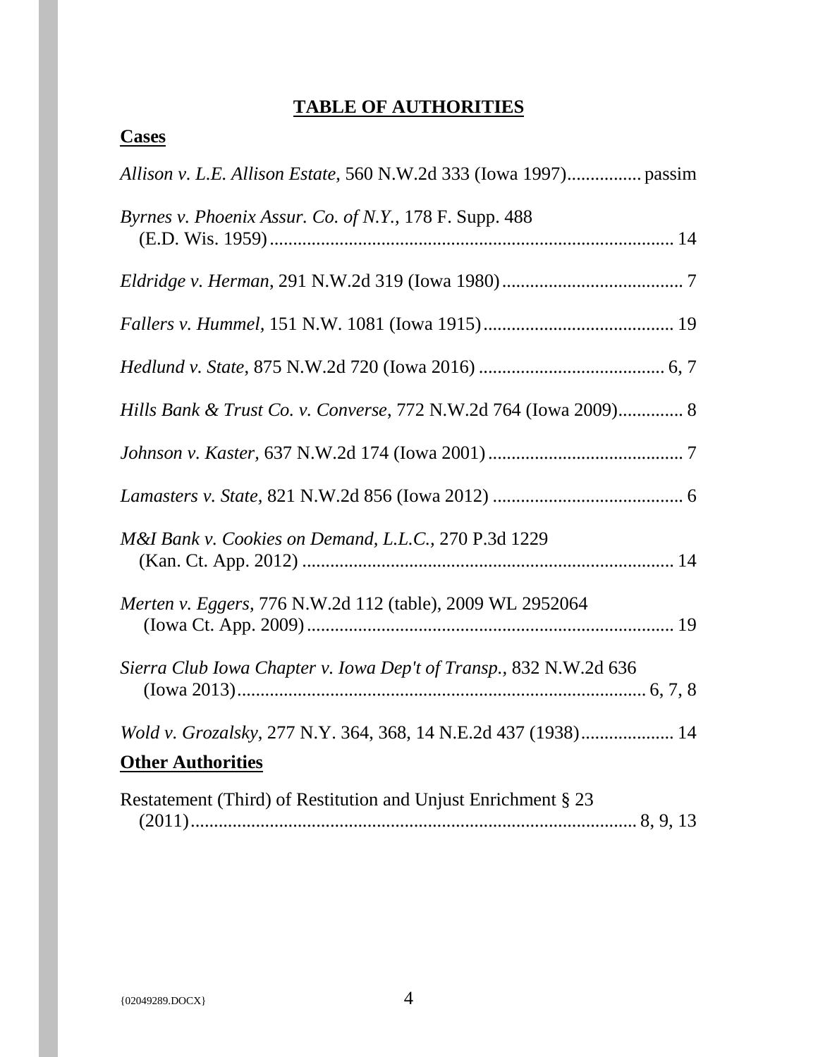# TABLE OF AUTHORITIES

## Cases

*Allison v. L.E. Allison Estate*, 560 N.W.2d 333 (Iowa 1997)................ passim

*Byrnes v. Phoenix Assur. Co. of N.Y.*, 178 F. Supp. 488 (E.D. Wis. 1959)........................................................................................ 14

*Eldridge v. Herman*, 291 N.W.2d 319 (Iowa 1980)....................................... 7

*Fallers v. Hummel*, 151 N.W. 1081 (Iowa 1915)......................................... 19

*Hedlund v. State*, 875 N.W.2d 720 (Iowa 2016) ........................................ 6, 7

*Hills Bank & Trust Co. v. Converse*, 772 N.W.2d 764 (Iowa 2009).............. 8

*Johnson v. Kaster*, 637 N.W.2d 174 (Iowa 2001)........................................... 7

*Lamasters v. State*, 821 N.W.2d 856 (Iowa 2012) ......................................... 6

*M&I Bank v. Cookies on Demand, L.L.C.*, 270 P.3d 1229 (Kan. Ct. App. 2012) ............................................................................... 14

*Merten v. Eggers*, 776 N.W.2d 112 (table), 2009 WL 2952064 (Iowa Ct. App. 2009)............................................................................... 19

*Sierra Club Iowa Chapter v. Iowa Dep't of Transp.*, 832 N.W.2d 636 (Iowa 2013)....................................................................................... 6, 7, 8

*Wold v. Grozalsky*, 277 N.Y. 364, 368, 14 N.E.2d 437 (1938).................... 14

## Other Authorities

Restatement (Third) of Restitution and Unjust Enrichment § 23 (2011)................................................................................................ 8, 9, 13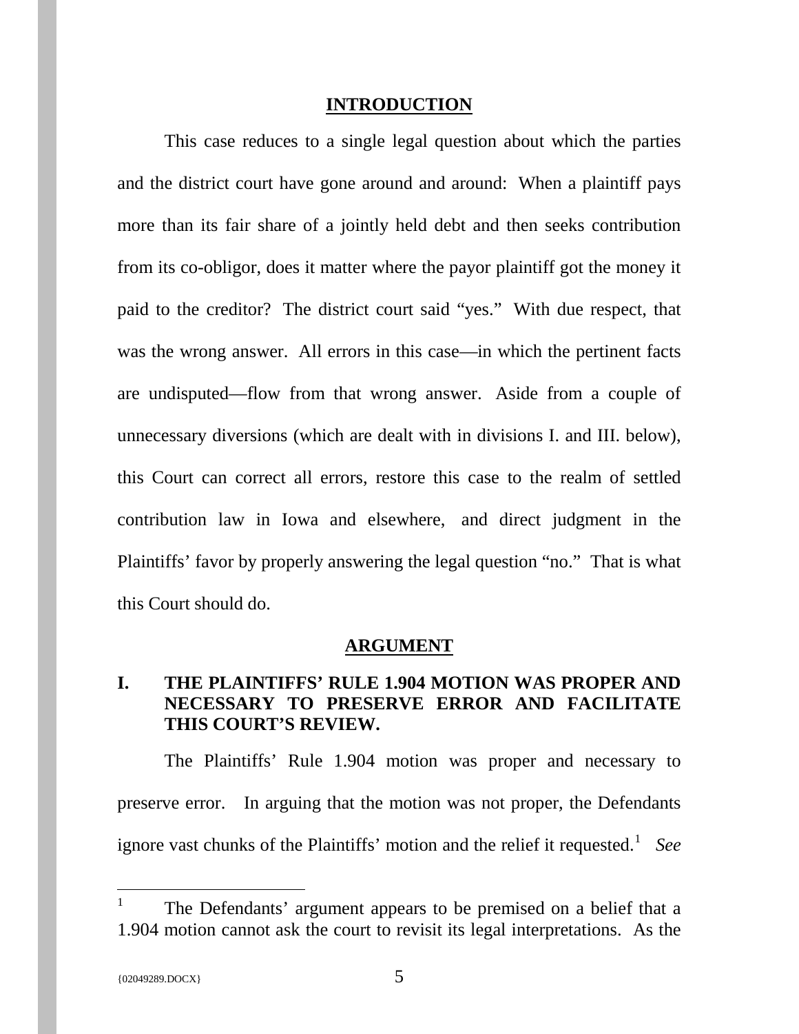## INTRODUCTION

This case reduces to a single legal question about which the parties and the district court have gone around and around: When a plaintiff pays more than its fair share of a jointly held debt and then seeks contribution from its co-obligor, does it matter where the payor plaintiff got the money it paid to the creditor? The district court said "yes." With due respect, that was the wrong answer. All errors in this case—in which the pertinent facts are undisputed—flow from that wrong answer. Aside from a couple of unnecessary diversions (which are dealt with in divisions I. and III. below), this Court can correct all errors, restore this case to the realm of settled contribution law in Iowa and elsewhere, and direct judgment in the Plaintiffs' favor by properly answering the legal question "no." That is what this Court should do.

## ARGUMENT

### I. THE PLAINTIFFS' RULE 1.904 MOTION WAS PROPER AND NECESSARY TO PRESERVE ERROR AND FACILITATE THIS COURT'S REVIEW.

The Plaintiffs' Rule 1.904 motion was proper and necessary to preserve error. In arguing that the motion was not proper, the Defendants ignore vast chunks of the Plaintiffs' motion and the relief it requested.[1] *See*

---

[1] The Defendants' argument appears to be premised on a belief that a 1.904 motion cannot ask the court to revisit its legal interpretations. As the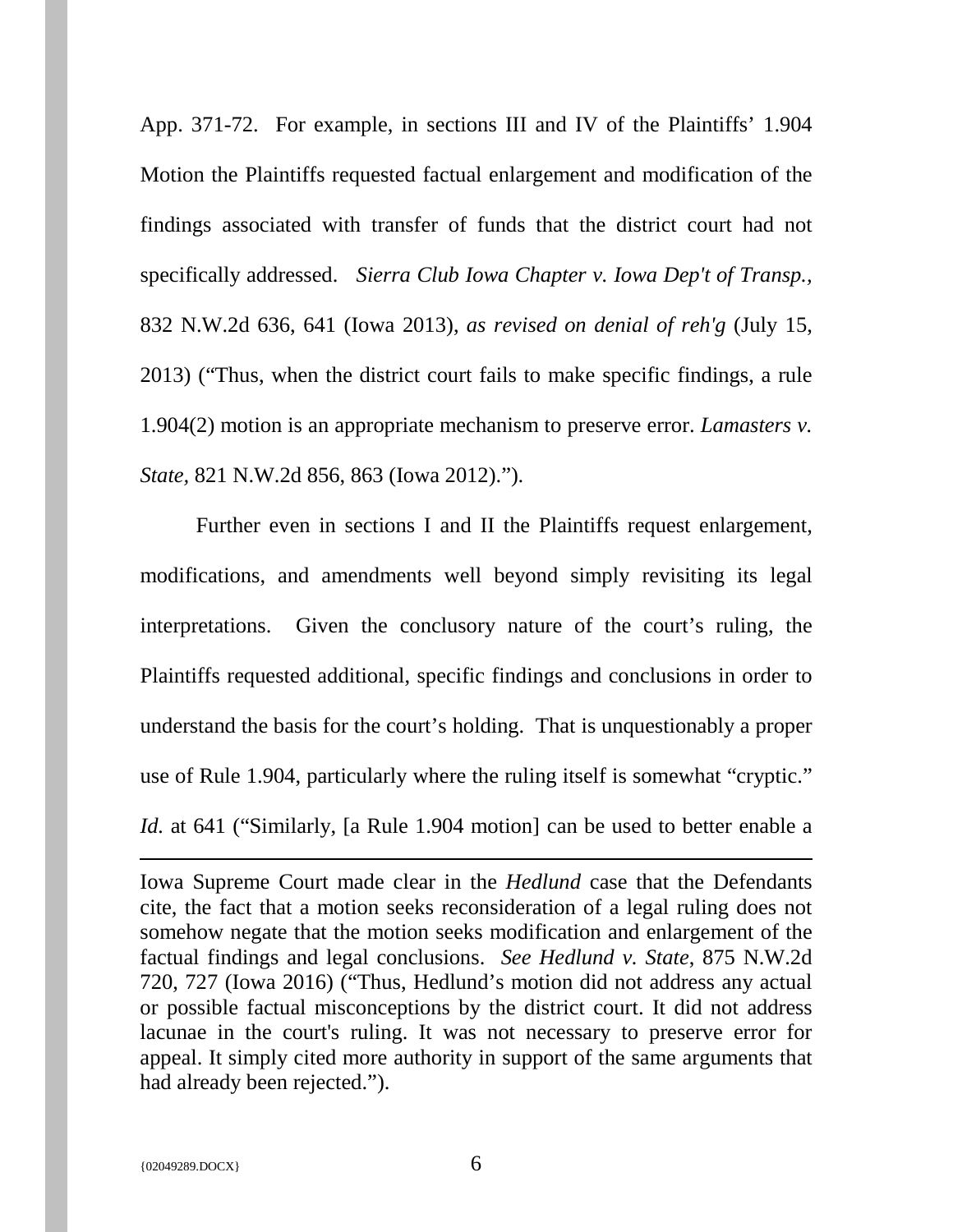App. 371-72. For example, in sections III and IV of the Plaintiffs' 1.904 Motion the Plaintiffs requested factual enlargement and modification of the findings associated with transfer of funds that the district court had not specifically addressed. *Sierra Club Iowa Chapter v. Iowa Dep't of Transp.*, 832 N.W.2d 636, 641 (Iowa 2013), *as revised on denial of reh'g* (July 15, 2013) ("Thus, when the district court fails to make specific findings, a rule 1.904(2) motion is an appropriate mechanism to preserve error. *Lamasters v. State*, 821 N.W.2d 856, 863 (Iowa 2012).").

Further even in sections I and II the Plaintiffs request enlargement, modifications, and amendments well beyond simply revisiting its legal interpretations. Given the conclusory nature of the court's ruling, the Plaintiffs requested additional, specific findings and conclusions in order to understand the basis for the court's holding. That is unquestionably a proper use of Rule 1.904, particularly where the ruling itself is somewhat "cryptic." *Id.* at 641 ("Similarly, [a Rule 1.904 motion] can be used to better enable a

---

Iowa Supreme Court made clear in the *Hedlund* case that the Defendants cite, the fact that a motion seeks reconsideration of a legal ruling does not somehow negate that the motion seeks modification and enlargement of the factual findings and legal conclusions. *See Hedlund v. State*, 875 N.W.2d 720, 727 (Iowa 2016) ("Thus, Hedlund's motion did not address any actual or possible factual misconceptions by the district court. It did not address lacunae in the court's ruling. It was not necessary to preserve error for appeal. It simply cited more authority in support of the same arguments that had already been rejected.").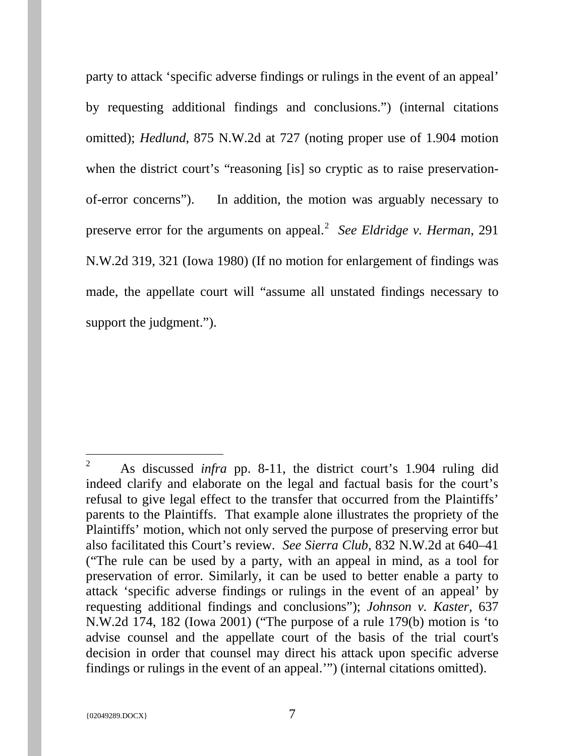party to attack 'specific adverse findings or rulings in the event of an appeal' by requesting additional findings and conclusions.") (internal citations omitted); *Hedlund*, 875 N.W.2d at 727 (noting proper use of 1.904 motion when the district court's "reasoning [is] so cryptic as to raise preservation-of-error concerns"). In addition, the motion was arguably necessary to preserve error for the arguments on appeal.[2] *See Eldridge v. Herman*, 291 N.W.2d 319, 321 (Iowa 1980) (If no motion for enlargement of findings was made, the appellate court will "assume all unstated findings necessary to support the judgment.").

---

[2] As discussed *infra* pp. 8-11, the district court's 1.904 ruling did indeed clarify and elaborate on the legal and factual basis for the court's refusal to give legal effect to the transfer that occurred from the Plaintiffs' parents to the Plaintiffs. That example alone illustrates the propriety of the Plaintiffs' motion, which not only served the purpose of preserving error but also facilitated this Court's review. *See Sierra Club*, 832 N.W.2d at 640–41 ("The rule can be used by a party, with an appeal in mind, as a tool for preservation of error. Similarly, it can be used to better enable a party to attack 'specific adverse findings or rulings in the event of an appeal' by requesting additional findings and conclusions"); *Johnson v. Kaster*, 637 N.W.2d 174, 182 (Iowa 2001) ("The purpose of a rule 179(b) motion is 'to advise counsel and the appellate court of the basis of the trial court's decision in order that counsel may direct his attack upon specific adverse findings or rulings in the event of an appeal.'") (internal citations omitted).

{02049289.DOCX}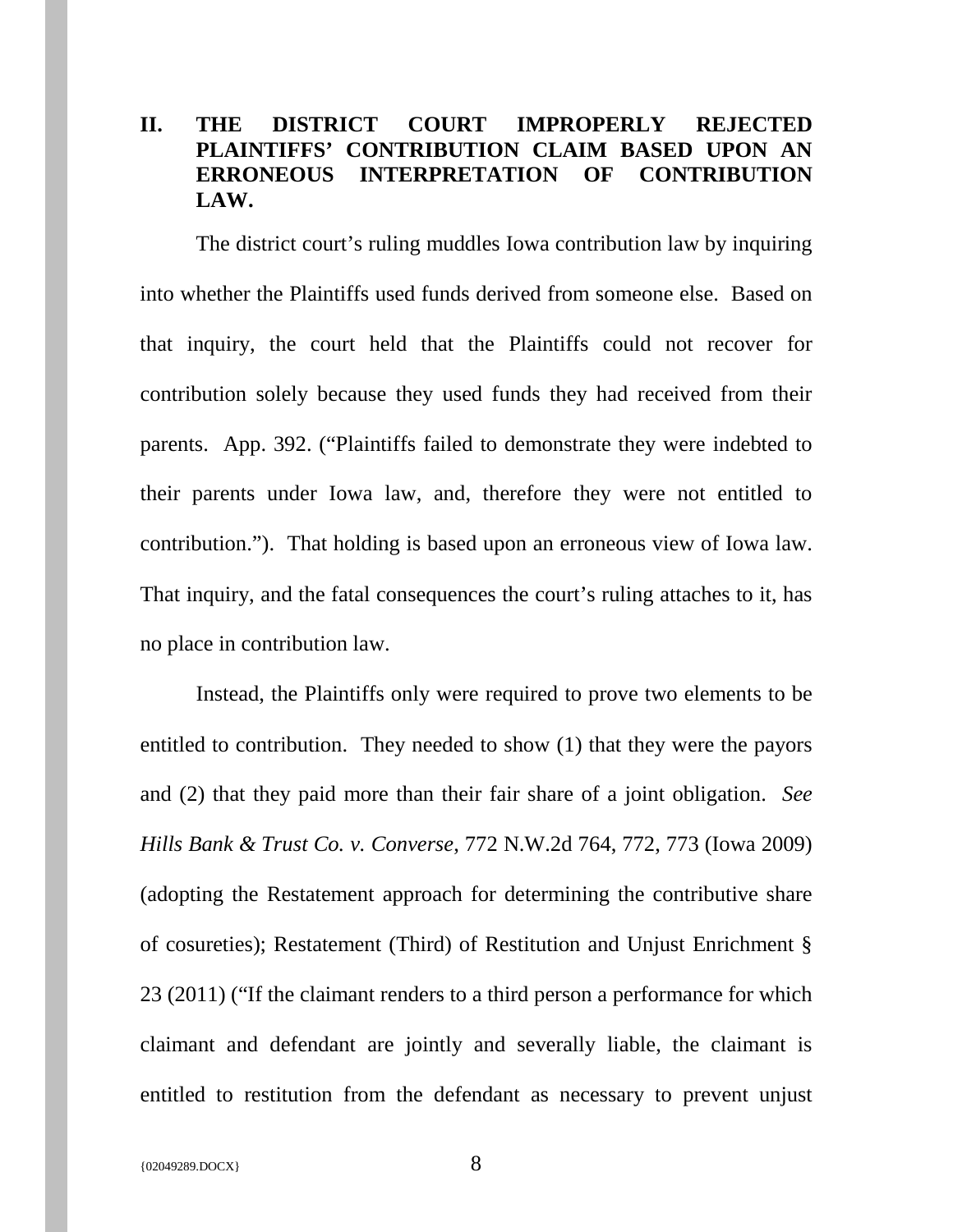## II. THE DISTRICT COURT IMPROPERLY REJECTED PLAINTIFFS' CONTRIBUTION CLAIM BASED UPON AN ERRONEOUS INTERPRETATION OF CONTRIBUTION LAW.

The district court's ruling muddles Iowa contribution law by inquiring into whether the Plaintiffs used funds derived from someone else. Based on that inquiry, the court held that the Plaintiffs could not recover for contribution solely because they used funds they had received from their parents. App. 392. ("Plaintiffs failed to demonstrate they were indebted to their parents under Iowa law, and, therefore they were not entitled to contribution."). That holding is based upon an erroneous view of Iowa law. That inquiry, and the fatal consequences the court's ruling attaches to it, has no place in contribution law.

Instead, the Plaintiffs only were required to prove two elements to be entitled to contribution. They needed to show (1) that they were the payors and (2) that they paid more than their fair share of a joint obligation. *See Hills Bank & Trust Co. v. Converse*, 772 N.W.2d 764, 772, 773 (Iowa 2009) (adopting the Restatement approach for determining the contributive share of cosureties); Restatement (Third) of Restitution and Unjust Enrichment § 23 (2011) ("If the claimant renders to a third person a performance for which claimant and defendant are jointly and severally liable, the claimant is entitled to restitution from the defendant as necessary to prevent unjust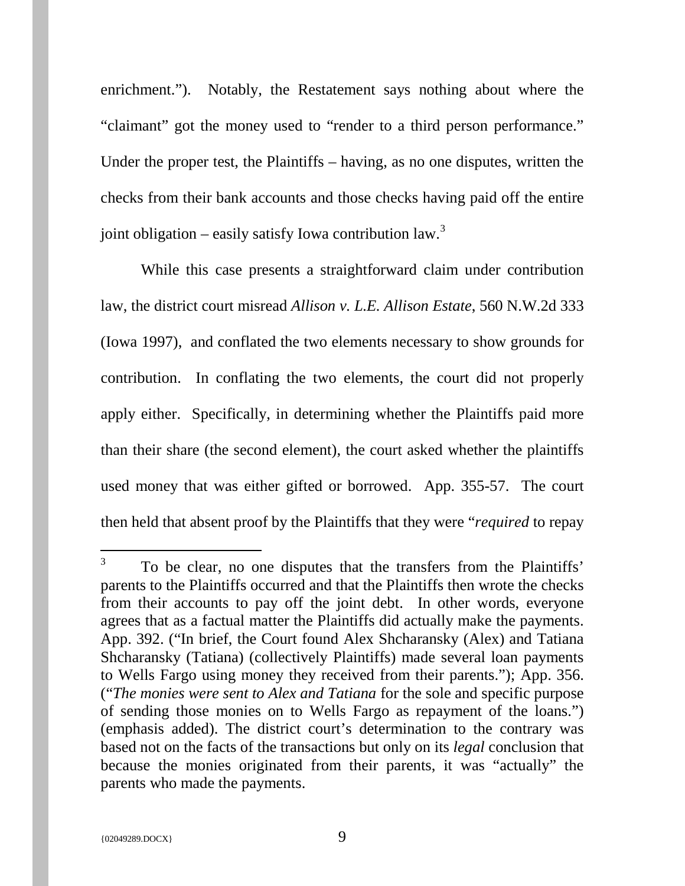enrichment."). Notably, the Restatement says nothing about where the "claimant" got the money used to "render to a third person performance." Under the proper test, the Plaintiffs – having, as no one disputes, written the checks from their bank accounts and those checks having paid off the entire joint obligation – easily satisfy Iowa contribution law.[3]

While this case presents a straightforward claim under contribution law, the district court misread *Allison v. L.E. Allison Estate*, 560 N.W.2d 333 (Iowa 1997), and conflated the two elements necessary to show grounds for contribution. In conflating the two elements, the court did not properly apply either. Specifically, in determining whether the Plaintiffs paid more than their share (the second element), the court asked whether the plaintiffs used money that was either gifted or borrowed. App. 355-57. The court then held that absent proof by the Plaintiffs that they were "*required* to repay

---

[3] To be clear, no one disputes that the transfers from the Plaintiffs' parents to the Plaintiffs occurred and that the Plaintiffs then wrote the checks from their accounts to pay off the joint debt. In other words, everyone agrees that as a factual matter the Plaintiffs did actually make the payments. App. 392. ("In brief, the Court found Alex Shcharansky (Alex) and Tatiana Shcharansky (Tatiana) (collectively Plaintiffs) made several loan payments to Wells Fargo using money they received from their parents."); App. 356. ("*The monies were sent to Alex and Tatiana* for the sole and specific purpose of sending those monies on to Wells Fargo as repayment of the loans.") (emphasis added). The district court's determination to the contrary was based not on the facts of the transactions but only on its *legal* conclusion that because the monies originated from their parents, it was "actually" the parents who made the payments.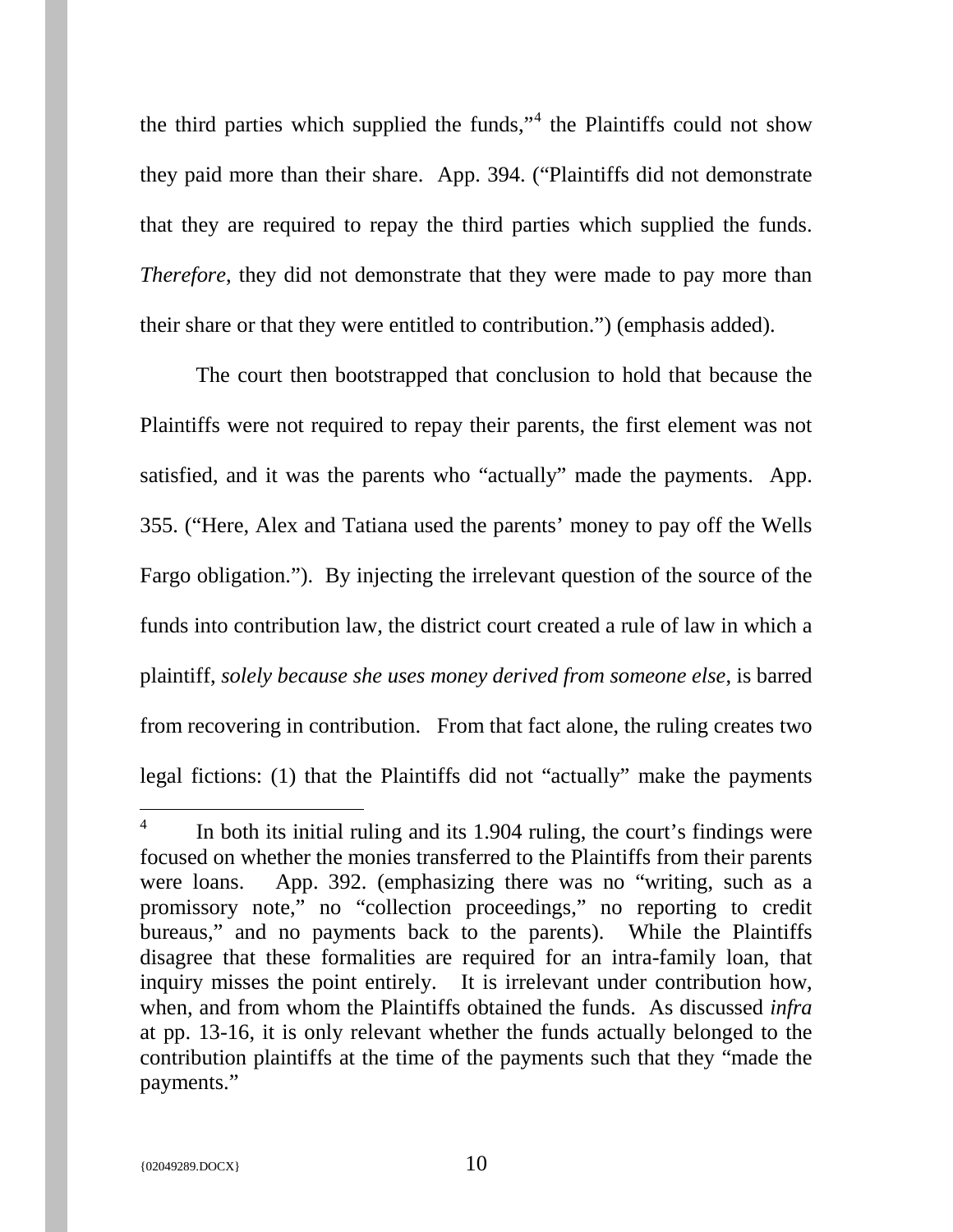the third parties which supplied the funds,"[4] the Plaintiffs could not show they paid more than their share. App. 394. ("Plaintiffs did not demonstrate that they are required to repay the third parties which supplied the funds. *Therefore*, they did not demonstrate that they were made to pay more than their share or that they were entitled to contribution.") (emphasis added).

The court then bootstrapped that conclusion to hold that because the Plaintiffs were not required to repay their parents, the first element was not satisfied, and it was the parents who "actually" made the payments. App. 355. ("Here, Alex and Tatiana used the parents' money to pay off the Wells Fargo obligation."). By injecting the irrelevant question of the source of the funds into contribution law, the district court created a rule of law in which a plaintiff, *solely because she uses money derived from someone else*, is barred from recovering in contribution. From that fact alone, the ruling creates two legal fictions: (1) that the Plaintiffs did not "actually" make the payments

---

[4] In both its initial ruling and its 1.904 ruling, the court's findings were focused on whether the monies transferred to the Plaintiffs from their parents were loans. App. 392. (emphasizing there was no "writing, such as a promissory note," no "collection proceedings," no reporting to credit bureaus," and no payments back to the parents). While the Plaintiffs disagree that these formalities are required for an intra-family loan, that inquiry misses the point entirely. It is irrelevant under contribution how, when, and from whom the Plaintiffs obtained the funds. As discussed *infra* at pp. 13-16, it is only relevant whether the funds actually belonged to the contribution plaintiffs at the time of the payments such that they "made the payments."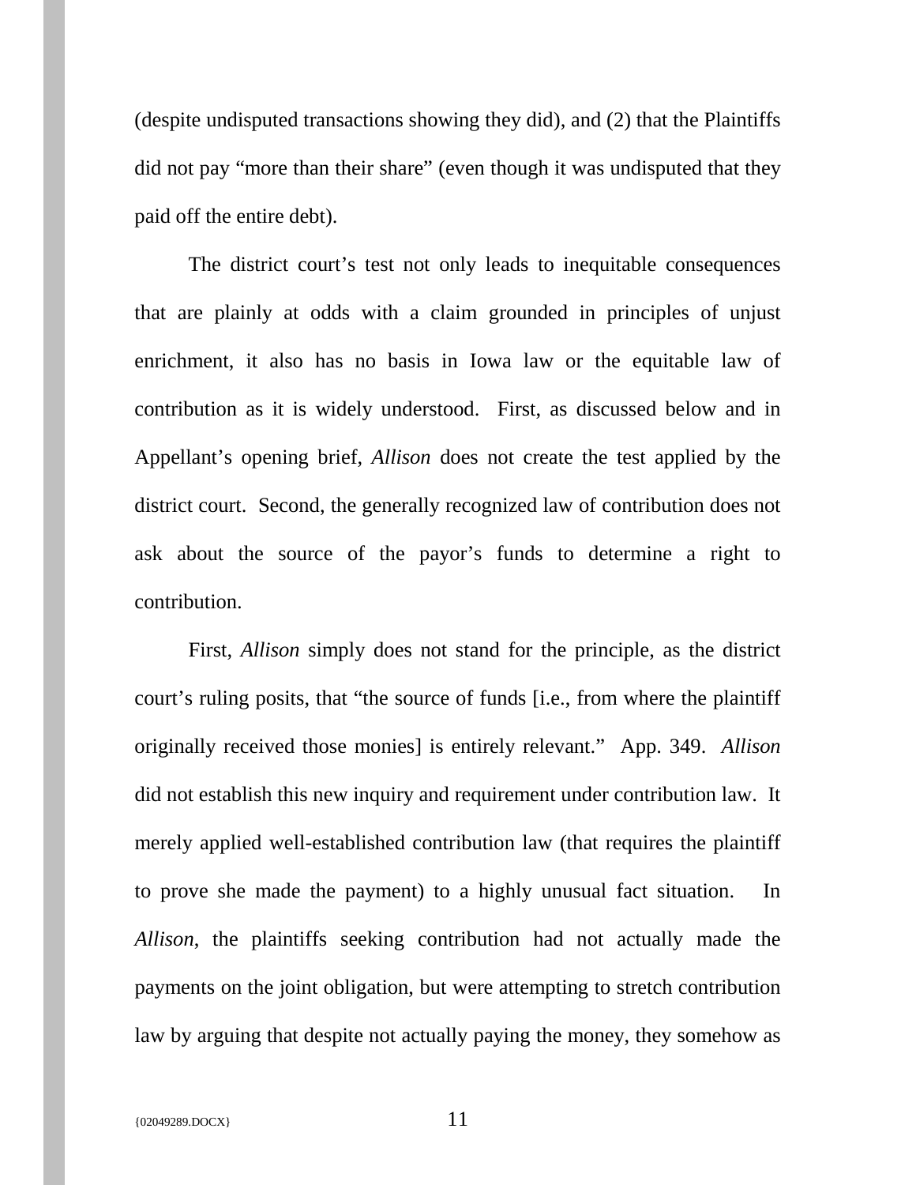(despite undisputed transactions showing they did), and (2) that the Plaintiffs did not pay "more than their share" (even though it was undisputed that they paid off the entire debt).

The district court's test not only leads to inequitable consequences that are plainly at odds with a claim grounded in principles of unjust enrichment, it also has no basis in Iowa law or the equitable law of contribution as it is widely understood. First, as discussed below and in Appellant's opening brief, *Allison* does not create the test applied by the district court. Second, the generally recognized law of contribution does not ask about the source of the payor's funds to determine a right to contribution.

First, *Allison* simply does not stand for the principle, as the district court's ruling posits, that "the source of funds [i.e., from where the plaintiff originally received those monies] is entirely relevant." App. 349. *Allison* did not establish this new inquiry and requirement under contribution law. It merely applied well-established contribution law (that requires the plaintiff to prove she made the payment) to a highly unusual fact situation. In *Allison*, the plaintiffs seeking contribution had not actually made the payments on the joint obligation, but were attempting to stretch contribution law by arguing that despite not actually paying the money, they somehow as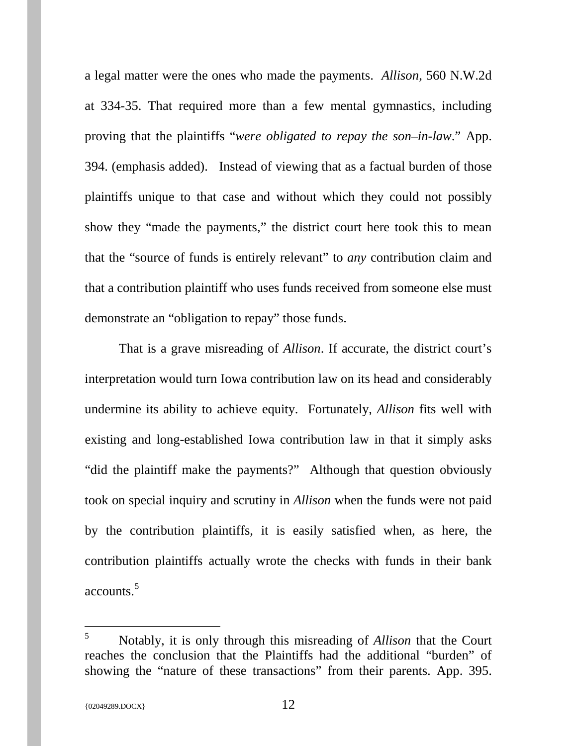a legal matter were the ones who made the payments. *Allison*, 560 N.W.2d at 334-35. That required more than a few mental gymnastics, including proving that the plaintiffs "*were obligated to repay the son–in-law*." App. 394. (emphasis added). Instead of viewing that as a factual burden of those plaintiffs unique to that case and without which they could not possibly show they "made the payments," the district court here took this to mean that the "source of funds is entirely relevant" to *any* contribution claim and that a contribution plaintiff who uses funds received from someone else must demonstrate an "obligation to repay" those funds.

That is a grave misreading of *Allison*. If accurate, the district court's interpretation would turn Iowa contribution law on its head and considerably undermine its ability to achieve equity. Fortunately, *Allison* fits well with existing and long-established Iowa contribution law in that it simply asks "did the plaintiff make the payments?" Although that question obviously took on special inquiry and scrutiny in *Allison* when the funds were not paid by the contribution plaintiffs, it is easily satisfied when, as here, the contribution plaintiffs actually wrote the checks with funds in their bank accounts.[5]

---

[5] Notably, it is only through this misreading of *Allison* that the Court reaches the conclusion that the Plaintiffs had the additional "burden" of showing the "nature of these transactions" from their parents. App. 395.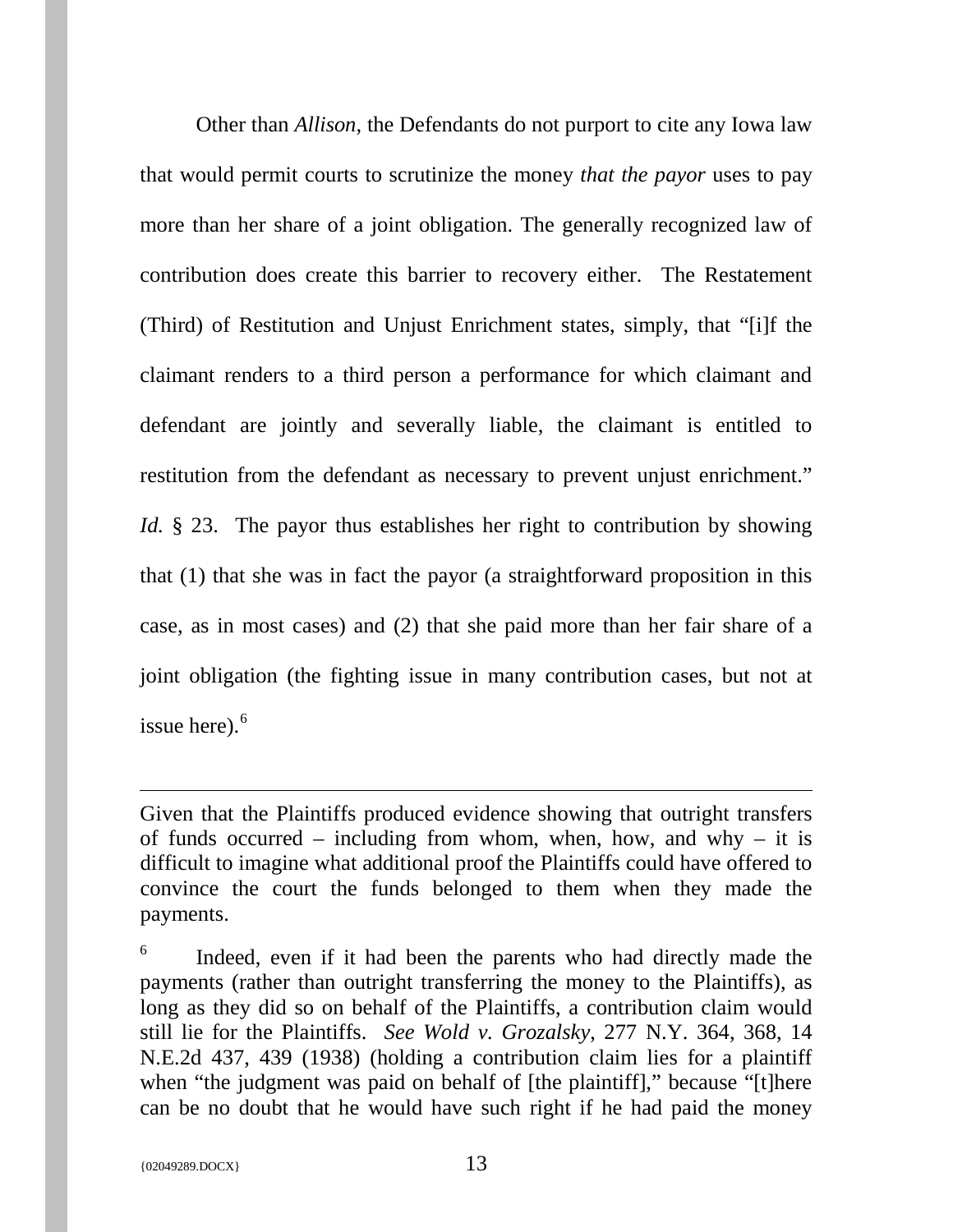Other than *Allison*, the Defendants do not purport to cite any Iowa law that would permit courts to scrutinize the money *that the payor* uses to pay more than her share of a joint obligation. The generally recognized law of contribution does create this barrier to recovery either. The Restatement (Third) of Restitution and Unjust Enrichment states, simply, that "[i]f the claimant renders to a third person a performance for which claimant and defendant are jointly and severally liable, the claimant is entitled to restitution from the defendant as necessary to prevent unjust enrichment." *Id.* § 23. The payor thus establishes her right to contribution by showing that (1) that she was in fact the payor (a straightforward proposition in this case, as in most cases) and (2) that she paid more than her fair share of a joint obligation (the fighting issue in many contribution cases, but not at issue here).[6]

---

Given that the Plaintiffs produced evidence showing that outright transfers of funds occurred – including from whom, when, how, and why – it is difficult to imagine what additional proof the Plaintiffs could have offered to convince the court the funds belonged to them when they made the payments.

[6] Indeed, even if it had been the parents who had directly made the payments (rather than outright transferring the money to the Plaintiffs), as long as they did so on behalf of the Plaintiffs, a contribution claim would still lie for the Plaintiffs. *See Wold v. Grozalsky*, 277 N.Y. 364, 368, 14 N.E.2d 437, 439 (1938) (holding a contribution claim lies for a plaintiff when "the judgment was paid on behalf of [the plaintiff]," because "[t]here can be no doubt that he would have such right if he had paid the money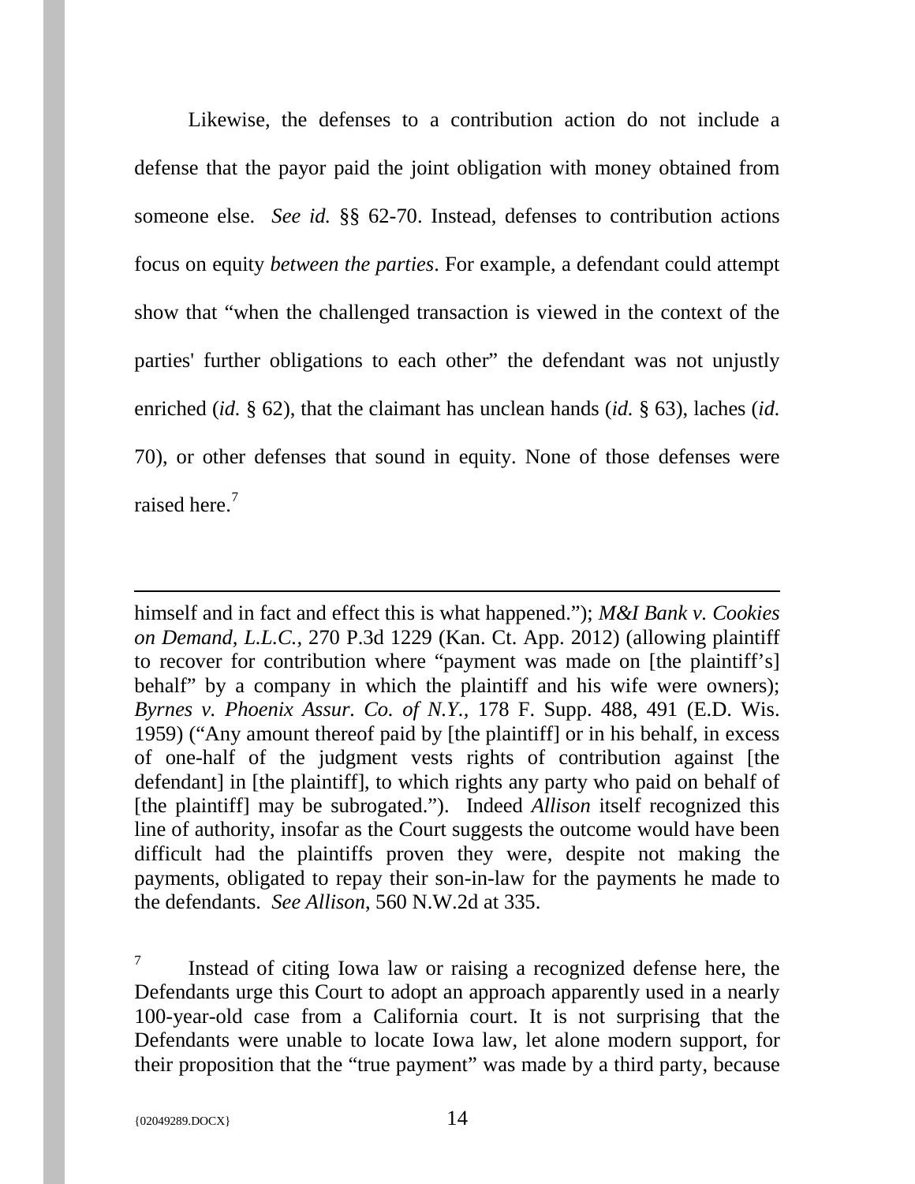Likewise, the defenses to a contribution action do not include a defense that the payor paid the joint obligation with money obtained from someone else. *See id.* §§ 62-70. Instead, defenses to contribution actions focus on equity *between the parties*. For example, a defendant could attempt show that "when the challenged transaction is viewed in the context of the parties' further obligations to each other" the defendant was not unjustly enriched (*id.* § 62), that the claimant has unclean hands (*id.* § 63), laches (*id.* 70), or other defenses that sound in equity. None of those defenses were raised here.[7]

---

himself and in fact and effect this is what happened."); *M&I Bank v. Cookies on Demand, L.L.C.*, 270 P.3d 1229 (Kan. Ct. App. 2012) (allowing plaintiff to recover for contribution where "payment was made on [the plaintiff's] behalf" by a company in which the plaintiff and his wife were owners); *Byrnes v. Phoenix Assur. Co. of N.Y.*, 178 F. Supp. 488, 491 (E.D. Wis. 1959) ("Any amount thereof paid by [the plaintiff] or in his behalf, in excess of one-half of the judgment vests rights of contribution against [the defendant] in [the plaintiff], to which rights any party who paid on behalf of [the plaintiff] may be subrogated."). Indeed *Allison* itself recognized this line of authority, insofar as the Court suggests the outcome would have been difficult had the plaintiffs proven they were, despite not making the payments, obligated to repay their son-in-law for the payments he made to the defendants. *See Allison*, 560 N.W.2d at 335.

[7] Instead of citing Iowa law or raising a recognized defense here, the Defendants urge this Court to adopt an approach apparently used in a nearly 100-year-old case from a California court. It is not surprising that the Defendants were unable to locate Iowa law, let alone modern support, for their proposition that the "true payment" was made by a third party, because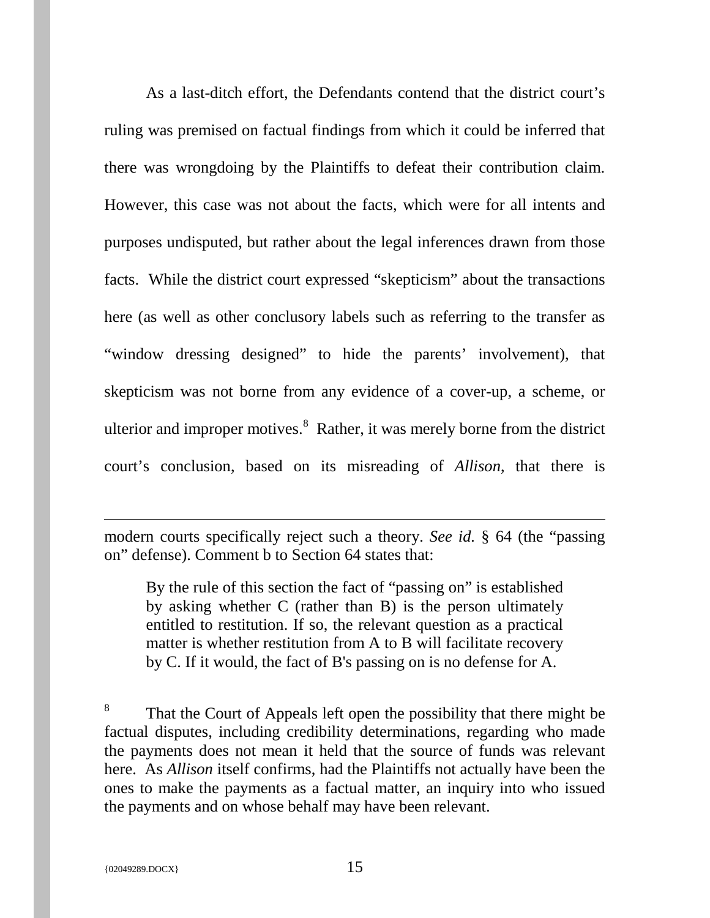As a last-ditch effort, the Defendants contend that the district court's ruling was premised on factual findings from which it could be inferred that there was wrongdoing by the Plaintiffs to defeat their contribution claim. However, this case was not about the facts, which were for all intents and purposes undisputed, but rather about the legal inferences drawn from those facts. While the district court expressed "skepticism" about the transactions here (as well as other conclusory labels such as referring to the transfer as "window dressing designed" to hide the parents' involvement), that skepticism was not borne from any evidence of a cover-up, a scheme, or ulterior and improper motives.[8] Rather, it was merely borne from the district court's conclusion, based on its misreading of *Allison,* that there is

---

modern courts specifically reject such a theory. *See id.* § 64 (the "passing on" defense). Comment b to Section 64 states that:

> By the rule of this section the fact of "passing on" is established by asking whether C (rather than B) is the person ultimately entitled to restitution. If so, the relevant question as a practical matter is whether restitution from A to B will facilitate recovery by C. If it would, the fact of B's passing on is no defense for A.

[8] That the Court of Appeals left open the possibility that there might be factual disputes, including credibility determinations, regarding who made the payments does not mean it held that the source of funds was relevant here. As *Allison* itself confirms, had the Plaintiffs not actually have been the ones to make the payments as a factual matter, an inquiry into who issued the payments and on whose behalf may have been relevant.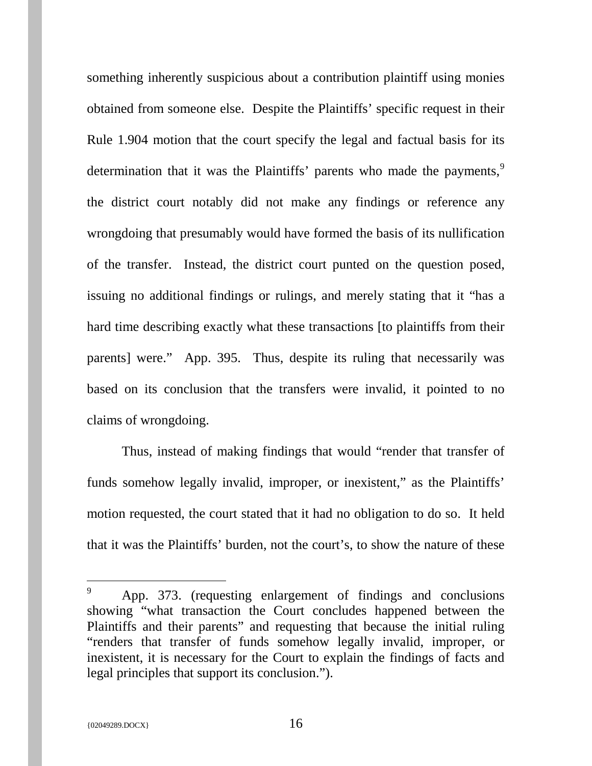something inherently suspicious about a contribution plaintiff using monies obtained from someone else. Despite the Plaintiffs' specific request in their Rule 1.904 motion that the court specify the legal and factual basis for its determination that it was the Plaintiffs' parents who made the payments,[9] the district court notably did not make any findings or reference any wrongdoing that presumably would have formed the basis of its nullification of the transfer. Instead, the district court punted on the question posed, issuing no additional findings or rulings, and merely stating that it "has a hard time describing exactly what these transactions [to plaintiffs from their parents] were." App. 395. Thus, despite its ruling that necessarily was based on its conclusion that the transfers were invalid, it pointed to no claims of wrongdoing.

Thus, instead of making findings that would "render that transfer of funds somehow legally invalid, improper, or inexistent," as the Plaintiffs' motion requested, the court stated that it had no obligation to do so. It held that it was the Plaintiffs' burden, not the court's, to show the nature of these

---

[9] App. 373. (requesting enlargement of findings and conclusions showing "what transaction the Court concludes happened between the Plaintiffs and their parents" and requesting that because the initial ruling "renders that transfer of funds somehow legally invalid, improper, or inexistent, it is necessary for the Court to explain the findings of facts and legal principles that support its conclusion.").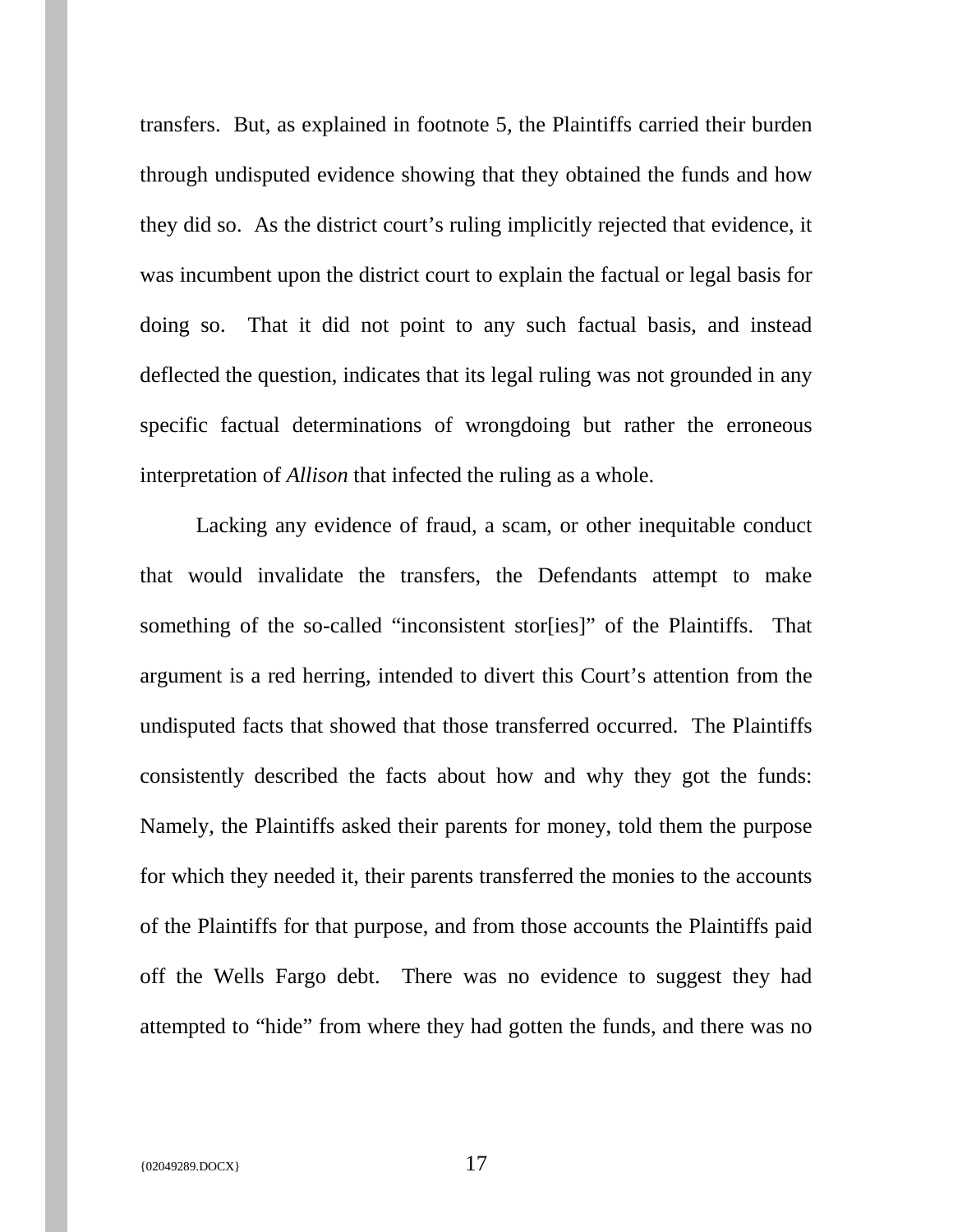transfers. But, as explained in footnote 5, the Plaintiffs carried their burden through undisputed evidence showing that they obtained the funds and how they did so. As the district court's ruling implicitly rejected that evidence, it was incumbent upon the district court to explain the factual or legal basis for doing so. That it did not point to any such factual basis, and instead deflected the question, indicates that its legal ruling was not grounded in any specific factual determinations of wrongdoing but rather the erroneous interpretation of *Allison* that infected the ruling as a whole.

Lacking any evidence of fraud, a scam, or other inequitable conduct that would invalidate the transfers, the Defendants attempt to make something of the so-called "inconsistent stor[ies]" of the Plaintiffs. That argument is a red herring, intended to divert this Court's attention from the undisputed facts that showed that those transferred occurred. The Plaintiffs consistently described the facts about how and why they got the funds: Namely, the Plaintiffs asked their parents for money, told them the purpose for which they needed it, their parents transferred the monies to the accounts of the Plaintiffs for that purpose, and from those accounts the Plaintiffs paid off the Wells Fargo debt. There was no evidence to suggest they had attempted to "hide" from where they had gotten the funds, and there was no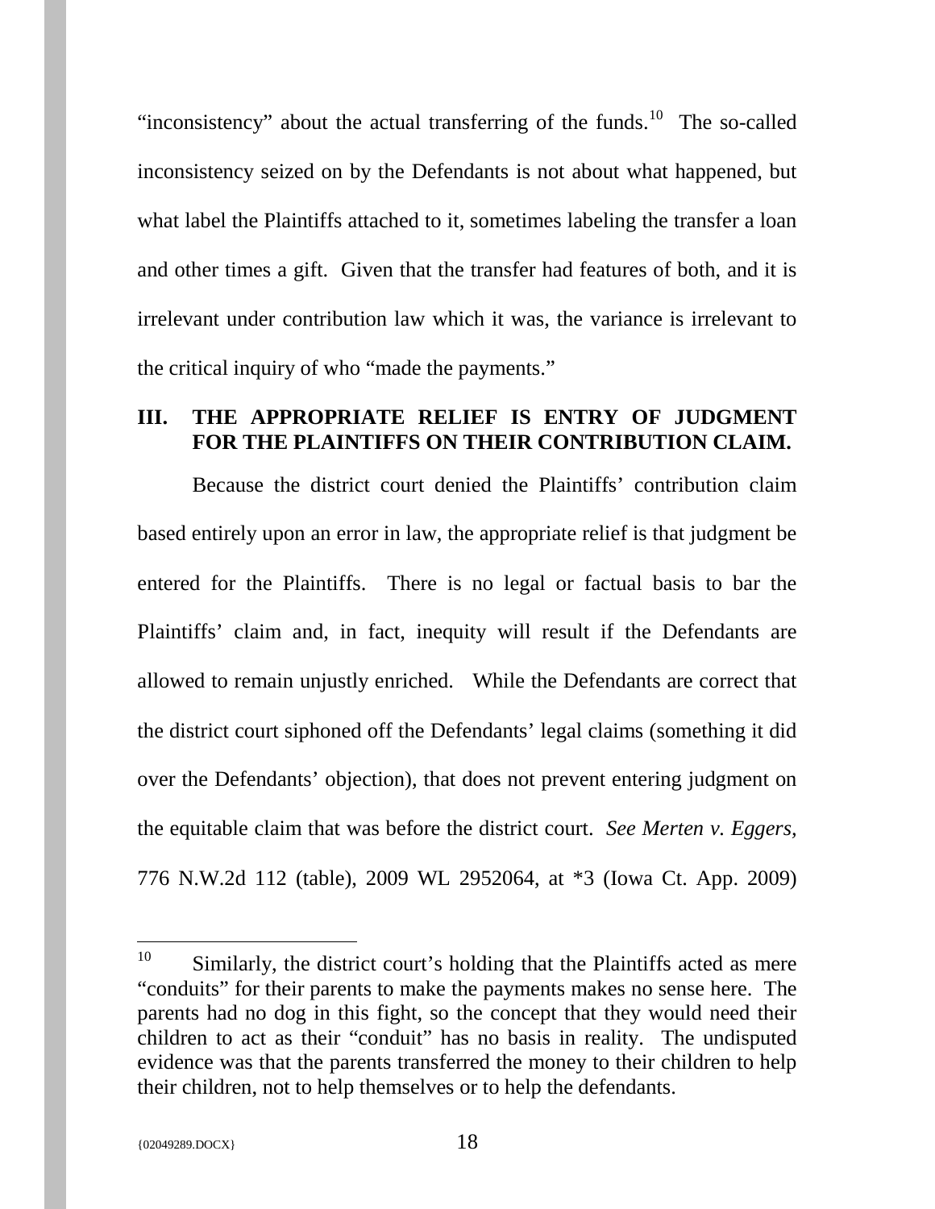"inconsistency" about the actual transferring of the funds.[10] The so-called inconsistency seized on by the Defendants is not about what happened, but what label the Plaintiffs attached to it, sometimes labeling the transfer a loan and other times a gift. Given that the transfer had features of both, and it is irrelevant under contribution law which it was, the variance is irrelevant to the critical inquiry of who "made the payments."

## III. THE APPROPRIATE RELIEF IS ENTRY OF JUDGMENT FOR THE PLAINTIFFS ON THEIR CONTRIBUTION CLAIM.

Because the district court denied the Plaintiffs' contribution claim based entirely upon an error in law, the appropriate relief is that judgment be entered for the Plaintiffs. There is no legal or factual basis to bar the Plaintiffs' claim and, in fact, inequity will result if the Defendants are allowed to remain unjustly enriched. While the Defendants are correct that the district court siphoned off the Defendants' legal claims (something it did over the Defendants' objection), that does not prevent entering judgment on the equitable claim that was before the district court. *See Merten v. Eggers,* 776 N.W.2d 112 (table), 2009 WL 2952064, at *3 (Iowa Ct. App. 2009)

---

[10] Similarly, the district court's holding that the Plaintiffs acted as mere "conduits" for their parents to make the payments makes no sense here. The parents had no dog in this fight, so the concept that they would need their children to act as their "conduit" has no basis in reality. The undisputed evidence was that the parents transferred the money to their children to help their children, not to help themselves or to help the defendants.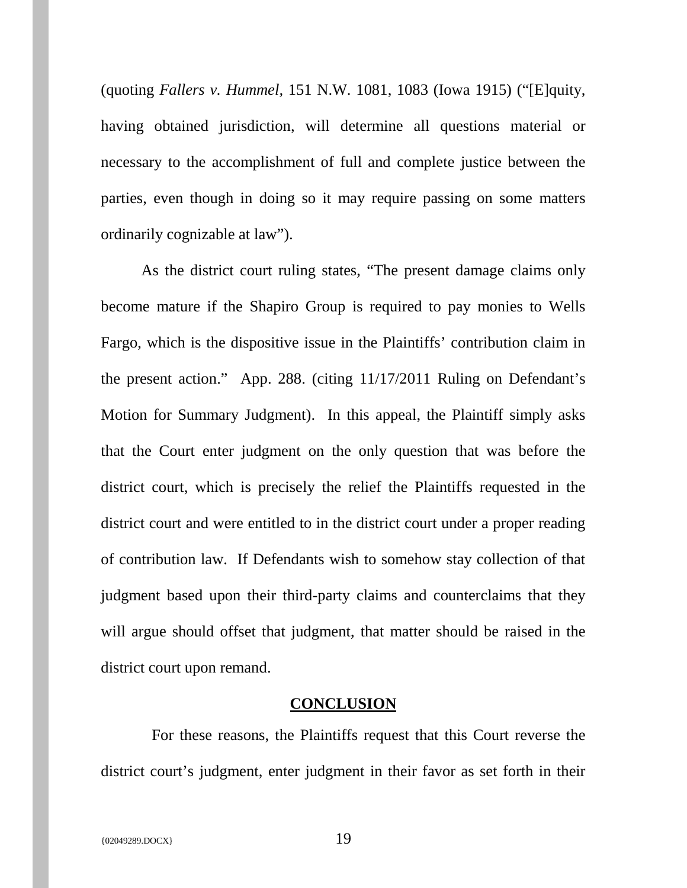(quoting *Fallers v. Hummel*, 151 N.W. 1081, 1083 (Iowa 1915) ("[E]quity, having obtained jurisdiction, will determine all questions material or necessary to the accomplishment of full and complete justice between the parties, even though in doing so it may require passing on some matters ordinarily cognizable at law").

As the district court ruling states, "The present damage claims only become mature if the Shapiro Group is required to pay monies to Wells Fargo, which is the dispositive issue in the Plaintiffs' contribution claim in the present action." App. 288. (citing 11/17/2011 Ruling on Defendant's Motion for Summary Judgment). In this appeal, the Plaintiff simply asks that the Court enter judgment on the only question that was before the district court, which is precisely the relief the Plaintiffs requested in the district court and were entitled to in the district court under a proper reading of contribution law. If Defendants wish to somehow stay collection of that judgment based upon their third-party claims and counterclaims that they will argue should offset that judgment, that matter should be raised in the district court upon remand.

## CONCLUSION

For these reasons, the Plaintiffs request that this Court reverse the district court's judgment, enter judgment in their favor as set forth in their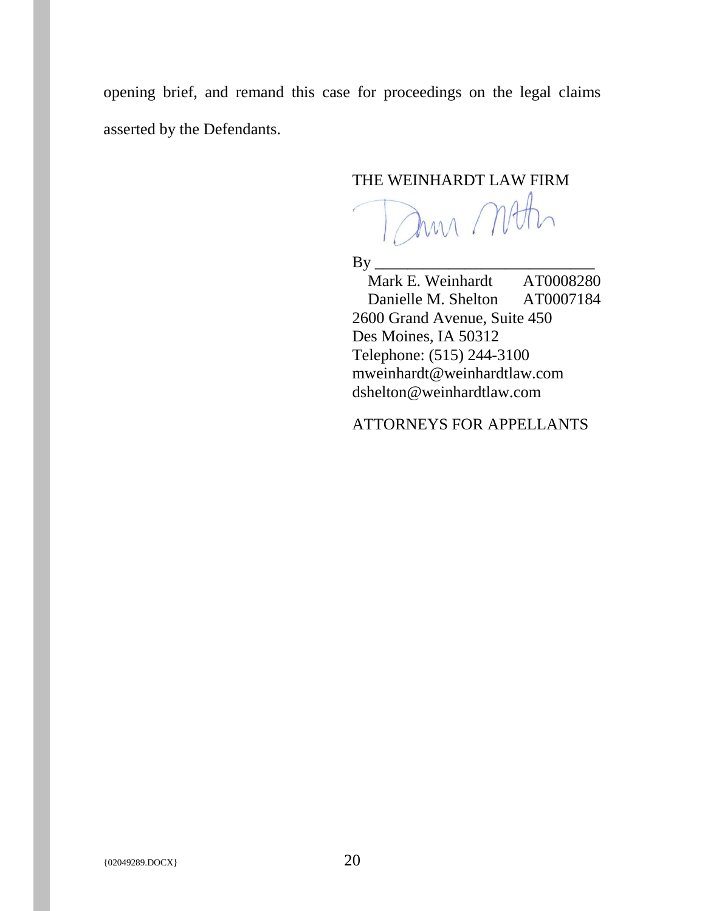opening brief, and remand this case for proceedings on the legal claims asserted by the Defendants.

THE WEINHARDT LAW FIRM

By ___________________________
Mark E. Weinhardt AT0008280
Danielle M. Shelton AT0007184
2600 Grand Avenue, Suite 450
Des Moines, IA 50312
Telephone: (515) 244-3100
mweinhardt@weinhardtlaw.com
dshelton@weinhardtlaw.com

ATTORNEYS FOR APPELLANTS

{02049289.DOCX}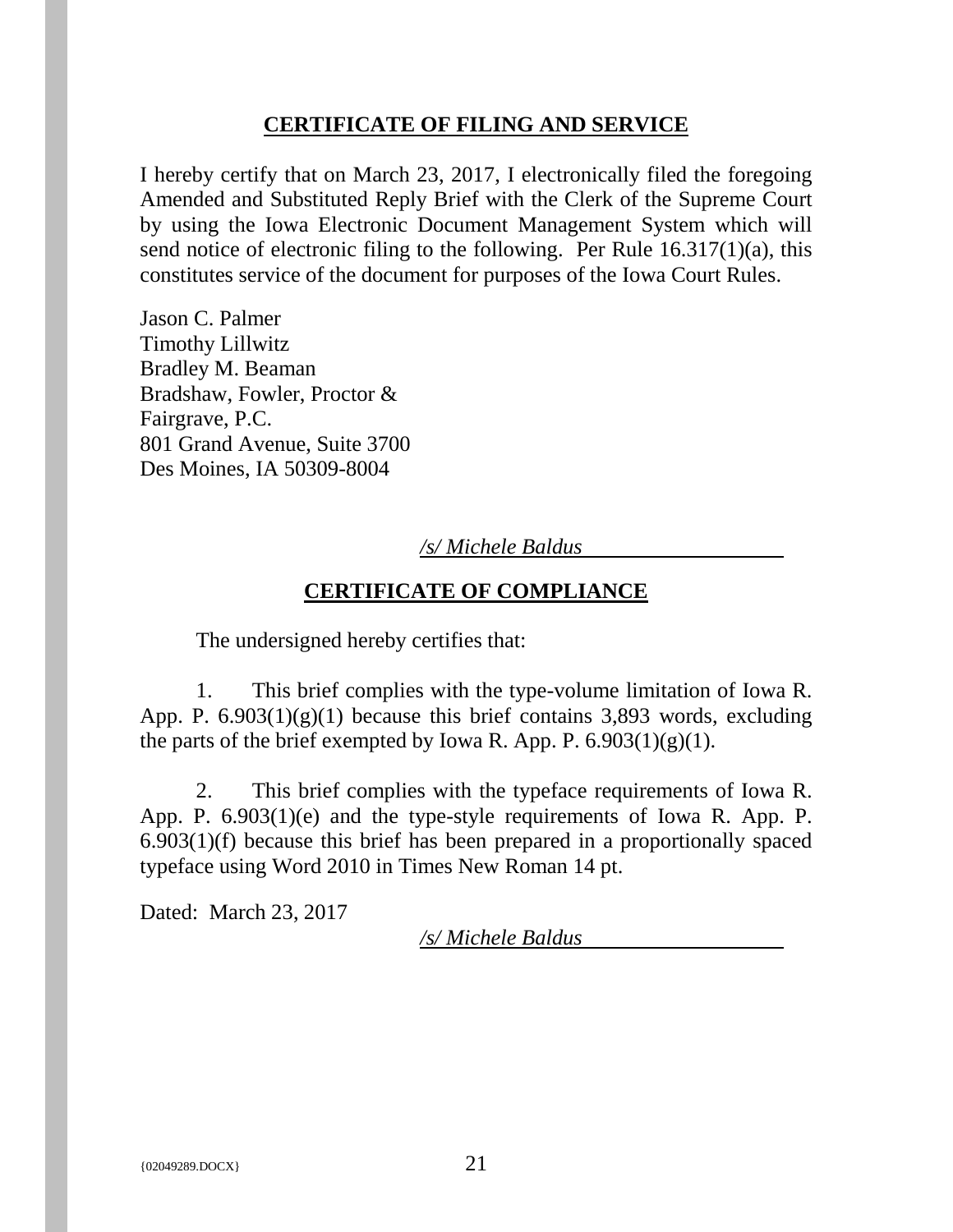## CERTIFICATE OF FILING AND SERVICE

I hereby certify that on March 23, 2017, I electronically filed the foregoing Amended and Substituted Reply Brief with the Clerk of the Supreme Court by using the Iowa Electronic Document Management System which will send notice of electronic filing to the following. Per Rule 16.317(1)(a), this constitutes service of the document for purposes of the Iowa Court Rules.

Jason C. Palmer
Timothy Lillwitz
Bradley M. Beaman
Bradshaw, Fowler, Proctor &
Fairgrave, P.C.
801 Grand Avenue, Suite 3700
Des Moines, IA 50309-8004

*/s/ Michele Baldus*

## CERTIFICATE OF COMPLIANCE

The undersigned hereby certifies that:

1. This brief complies with the type-volume limitation of Iowa R. App. P. 6.903(1)(g)(1) because this brief contains 3,893 words, excluding the parts of the brief exempted by Iowa R. App. P. 6.903(1)(g)(1).

2. This brief complies with the typeface requirements of Iowa R. App. P. 6.903(1)(e) and the type-style requirements of Iowa R. App. P. 6.903(1)(f) because this brief has been prepared in a proportionally spaced typeface using Word 2010 in Times New Roman 14 pt.

Dated: March 23, 2017

*/s/ Michele Baldus*

{02049289.DOCX}